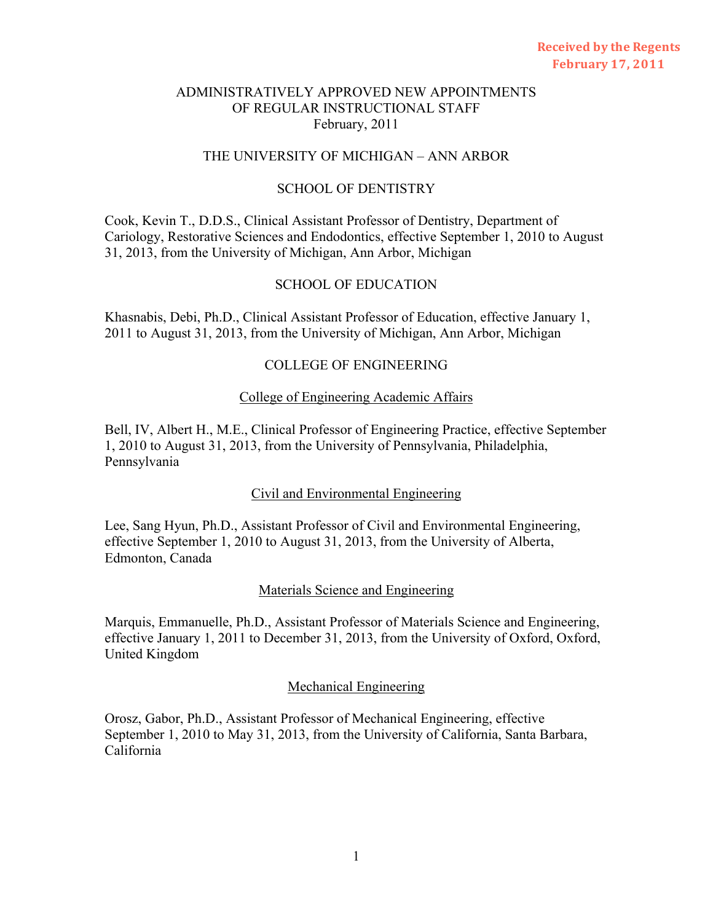Received by the Regents
February 17, 2011

# ADMINISTRATIVELY APPROVED NEW APPOINTMENTS OF REGULAR INSTRUCTIONAL STAFF
February, 2011

## THE UNIVERSITY OF MICHIGAN – ANN ARBOR

### SCHOOL OF DENTISTRY

Cook, Kevin T., D.D.S., Clinical Assistant Professor of Dentistry, Department of Cariology, Restorative Sciences and Endodontics, effective September 1, 2010 to August 31, 2013, from the University of Michigan, Ann Arbor, Michigan

### SCHOOL OF EDUCATION

Khasnabis, Debi, Ph.D., Clinical Assistant Professor of Education, effective January 1, 2011 to August 31, 2013, from the University of Michigan, Ann Arbor, Michigan

### COLLEGE OF ENGINEERING

#### College of Engineering Academic Affairs

Bell, IV, Albert H., M.E., Clinical Professor of Engineering Practice, effective September 1, 2010 to August 31, 2013, from the University of Pennsylvania, Philadelphia, Pennsylvania

#### Civil and Environmental Engineering

Lee, Sang Hyun, Ph.D., Assistant Professor of Civil and Environmental Engineering, effective September 1, 2010 to August 31, 2013, from the University of Alberta, Edmonton, Canada

#### Materials Science and Engineering

Marquis, Emmanuelle, Ph.D., Assistant Professor of Materials Science and Engineering, effective January 1, 2011 to December 31, 2013, from the University of Oxford, Oxford, United Kingdom

#### Mechanical Engineering

Orosz, Gabor, Ph.D., Assistant Professor of Mechanical Engineering, effective September 1, 2010 to May 31, 2013, from the University of California, Santa Barbara, California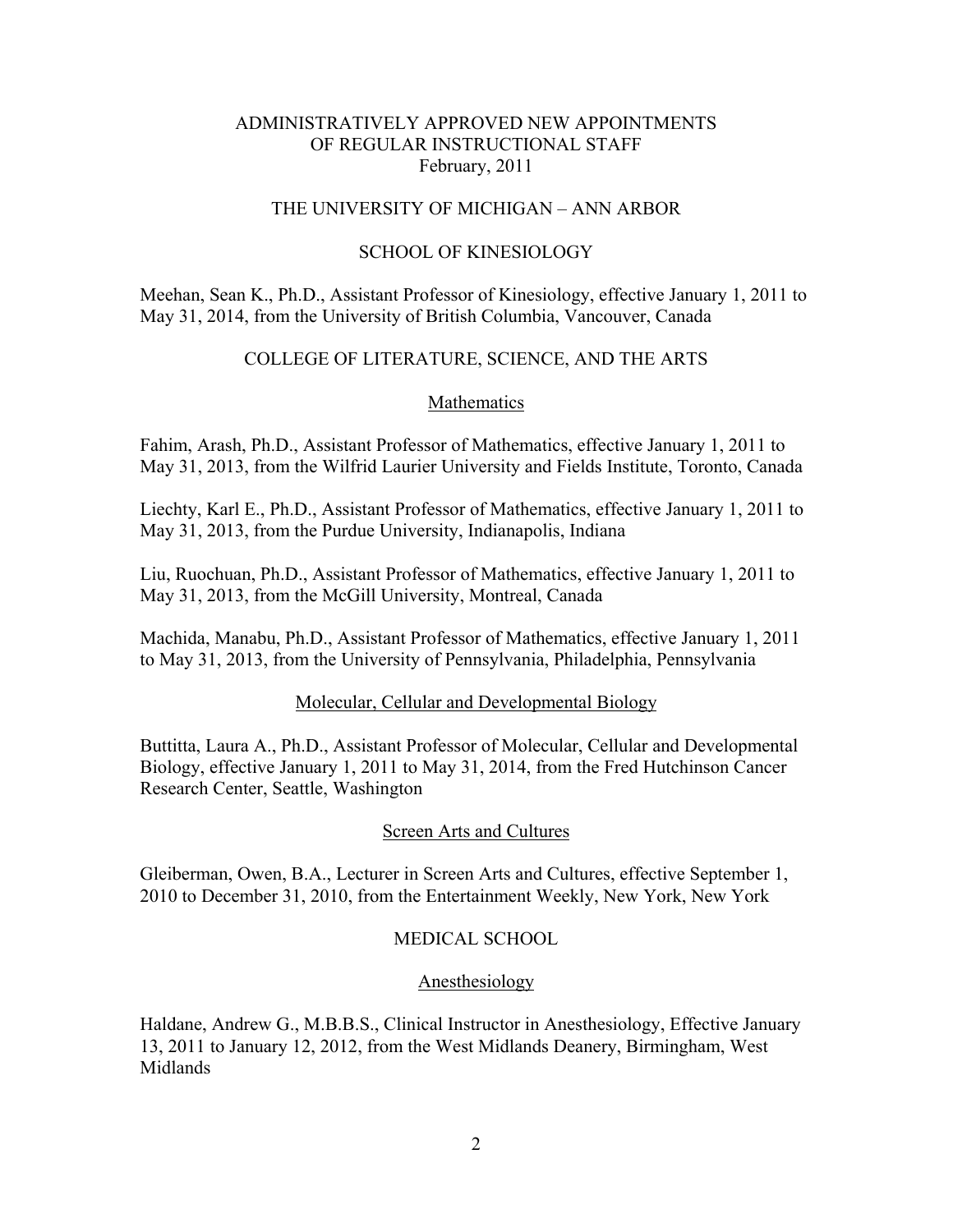# ADMINISTRATIVELY APPROVED NEW APPOINTMENTS OF REGULAR INSTRUCTIONAL STAFF

February, 2011

## THE UNIVERSITY OF MICHIGAN – ANN ARBOR

### SCHOOL OF KINESIOLOGY

Meehan, Sean K., Ph.D., Assistant Professor of Kinesiology, effective January 1, 2011 to May 31, 2014, from the University of British Columbia, Vancouver, Canada

### COLLEGE OF LITERATURE, SCIENCE, AND THE ARTS

#### Mathematics

Fahim, Arash, Ph.D., Assistant Professor of Mathematics, effective January 1, 2011 to May 31, 2013, from the Wilfrid Laurier University and Fields Institute, Toronto, Canada

Liechty, Karl E., Ph.D., Assistant Professor of Mathematics, effective January 1, 2011 to May 31, 2013, from the Purdue University, Indianapolis, Indiana

Liu, Ruochuan, Ph.D., Assistant Professor of Mathematics, effective January 1, 2011 to May 31, 2013, from the McGill University, Montreal, Canada

Machida, Manabu, Ph.D., Assistant Professor of Mathematics, effective January 1, 2011 to May 31, 2013, from the University of Pennsylvania, Philadelphia, Pennsylvania

#### Molecular, Cellular and Developmental Biology

Buttitta, Laura A., Ph.D., Assistant Professor of Molecular, Cellular and Developmental Biology, effective January 1, 2011 to May 31, 2014, from the Fred Hutchinson Cancer Research Center, Seattle, Washington

#### Screen Arts and Cultures

Gleiberman, Owen, B.A., Lecturer in Screen Arts and Cultures, effective September 1, 2010 to December 31, 2010, from the Entertainment Weekly, New York, New York

### MEDICAL SCHOOL

#### Anesthesiology

Haldane, Andrew G., M.B.B.S., Clinical Instructor in Anesthesiology, Effective January 13, 2011 to January 12, 2012, from the West Midlands Deanery, Birmingham, West Midlands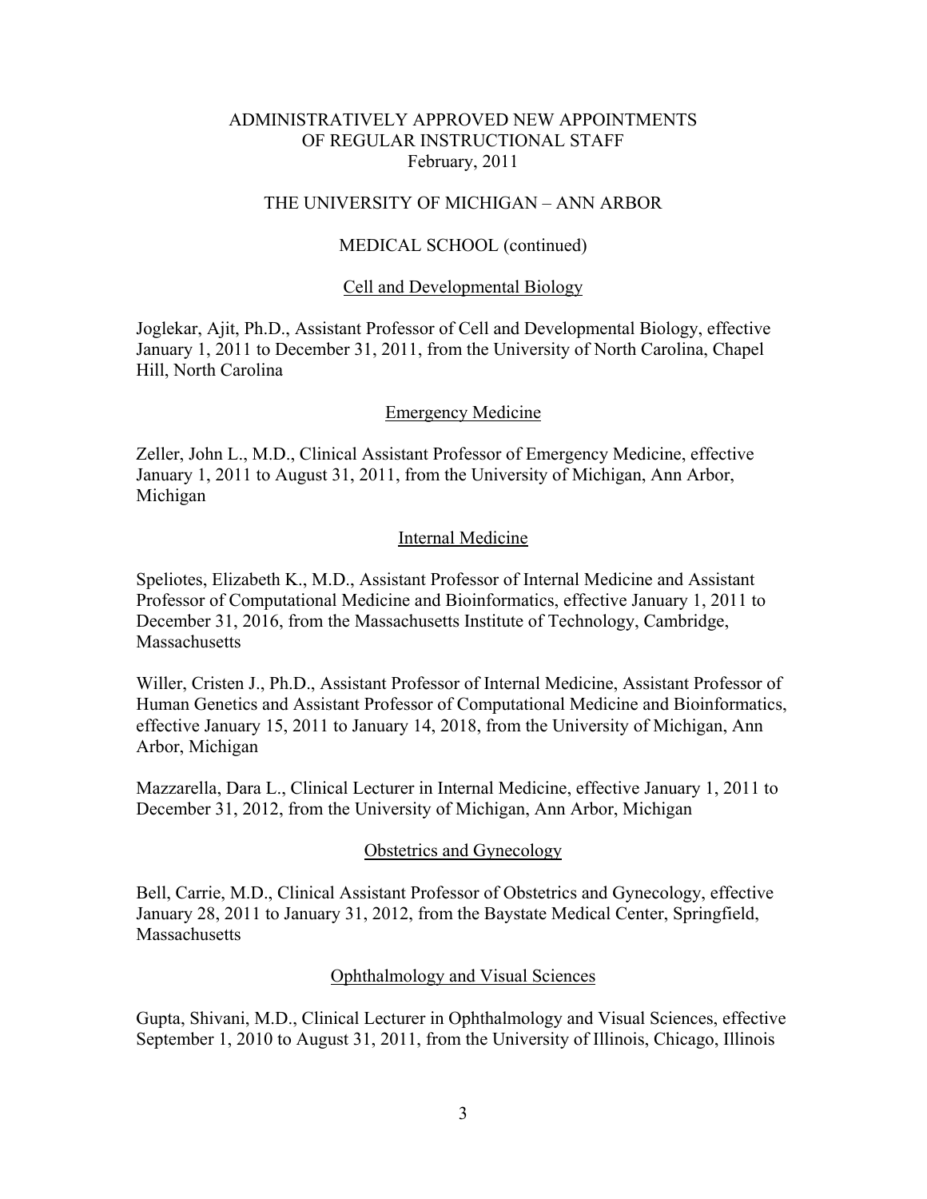# ADMINISTRATIVELY APPROVED NEW APPOINTMENTS OF REGULAR INSTRUCTIONAL STAFF

February, 2011

## THE UNIVERSITY OF MICHIGAN – ANN ARBOR

## MEDICAL SCHOOL (continued)

### Cell and Developmental Biology

Joglekar, Ajit, Ph.D., Assistant Professor of Cell and Developmental Biology, effective January 1, 2011 to December 31, 2011, from the University of North Carolina, Chapel Hill, North Carolina

### Emergency Medicine

Zeller, John L., M.D., Clinical Assistant Professor of Emergency Medicine, effective January 1, 2011 to August 31, 2011, from the University of Michigan, Ann Arbor, Michigan

### Internal Medicine

Speliotes, Elizabeth K., M.D., Assistant Professor of Internal Medicine and Assistant Professor of Computational Medicine and Bioinformatics, effective January 1, 2011 to December 31, 2016, from the Massachusetts Institute of Technology, Cambridge, Massachusetts

Willer, Cristen J., Ph.D., Assistant Professor of Internal Medicine, Assistant Professor of Human Genetics and Assistant Professor of Computational Medicine and Bioinformatics, effective January 15, 2011 to January 14, 2018, from the University of Michigan, Ann Arbor, Michigan

Mazzarella, Dara L., Clinical Lecturer in Internal Medicine, effective January 1, 2011 to December 31, 2012, from the University of Michigan, Ann Arbor, Michigan

### Obstetrics and Gynecology

Bell, Carrie, M.D., Clinical Assistant Professor of Obstetrics and Gynecology, effective January 28, 2011 to January 31, 2012, from the Baystate Medical Center, Springfield, Massachusetts

### Ophthalmology and Visual Sciences

Gupta, Shivani, M.D., Clinical Lecturer in Ophthalmology and Visual Sciences, effective September 1, 2010 to August 31, 2011, from the University of Illinois, Chicago, Illinois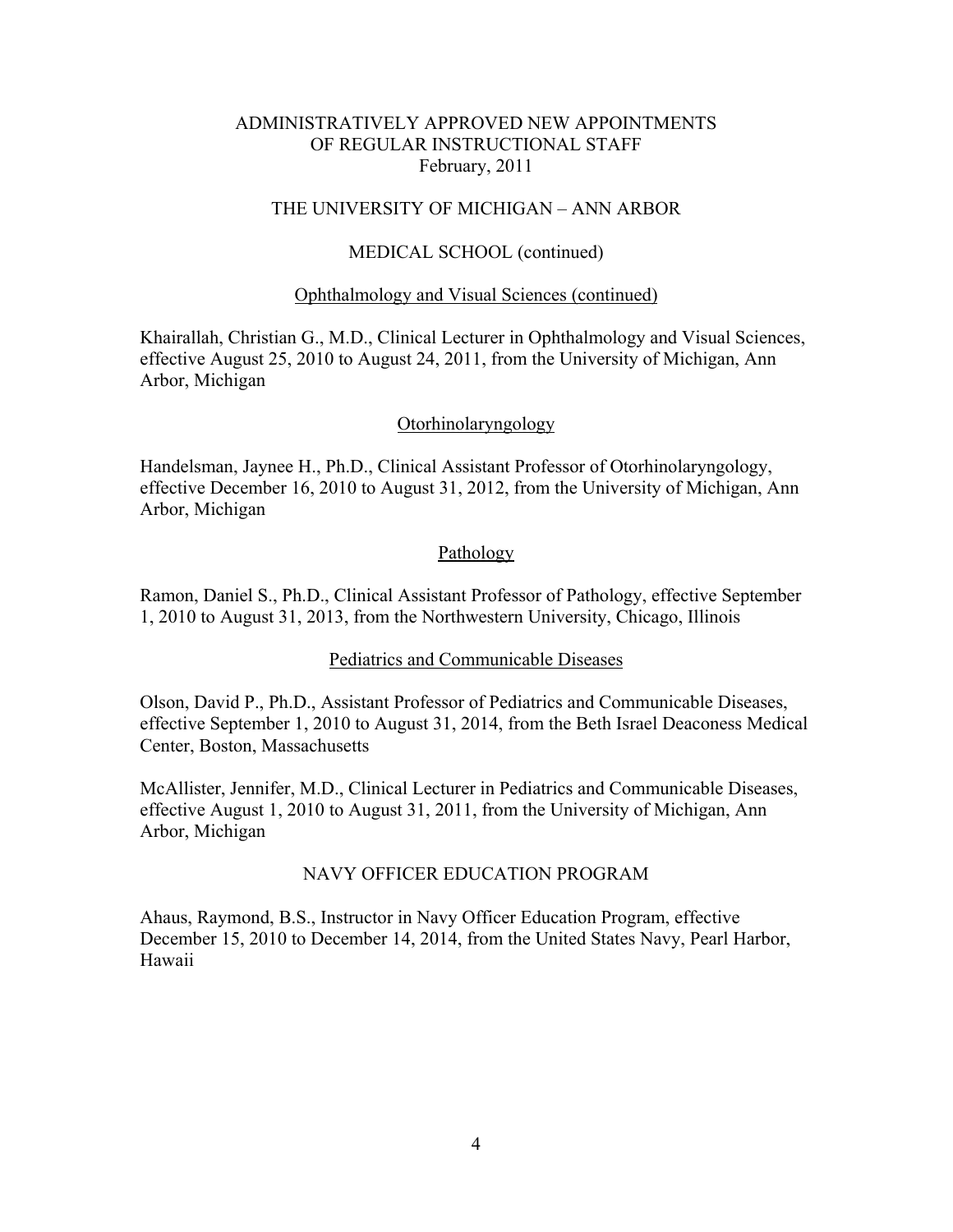# ADMINISTRATIVELY APPROVED NEW APPOINTMENTS OF REGULAR INSTRUCTIONAL STAFF

February, 2011

## THE UNIVERSITY OF MICHIGAN – ANN ARBOR

### MEDICAL SCHOOL (continued)

#### Ophthalmology and Visual Sciences (continued)

Khairallah, Christian G., M.D., Clinical Lecturer in Ophthalmology and Visual Sciences, effective August 25, 2010 to August 24, 2011, from the University of Michigan, Ann Arbor, Michigan

#### Otorhinolaryngology

Handelsman, Jaynee H., Ph.D., Clinical Assistant Professor of Otorhinolaryngology, effective December 16, 2010 to August 31, 2012, from the University of Michigan, Ann Arbor, Michigan

#### Pathology

Ramon, Daniel S., Ph.D., Clinical Assistant Professor of Pathology, effective September 1, 2010 to August 31, 2013, from the Northwestern University, Chicago, Illinois

#### Pediatrics and Communicable Diseases

Olson, David P., Ph.D., Assistant Professor of Pediatrics and Communicable Diseases, effective September 1, 2010 to August 31, 2014, from the Beth Israel Deaconess Medical Center, Boston, Massachusetts

McAllister, Jennifer, M.D., Clinical Lecturer in Pediatrics and Communicable Diseases, effective August 1, 2010 to August 31, 2011, from the University of Michigan, Ann Arbor, Michigan

### NAVY OFFICER EDUCATION PROGRAM

Ahaus, Raymond, B.S., Instructor in Navy Officer Education Program, effective December 15, 2010 to December 14, 2014, from the United States Navy, Pearl Harbor, Hawaii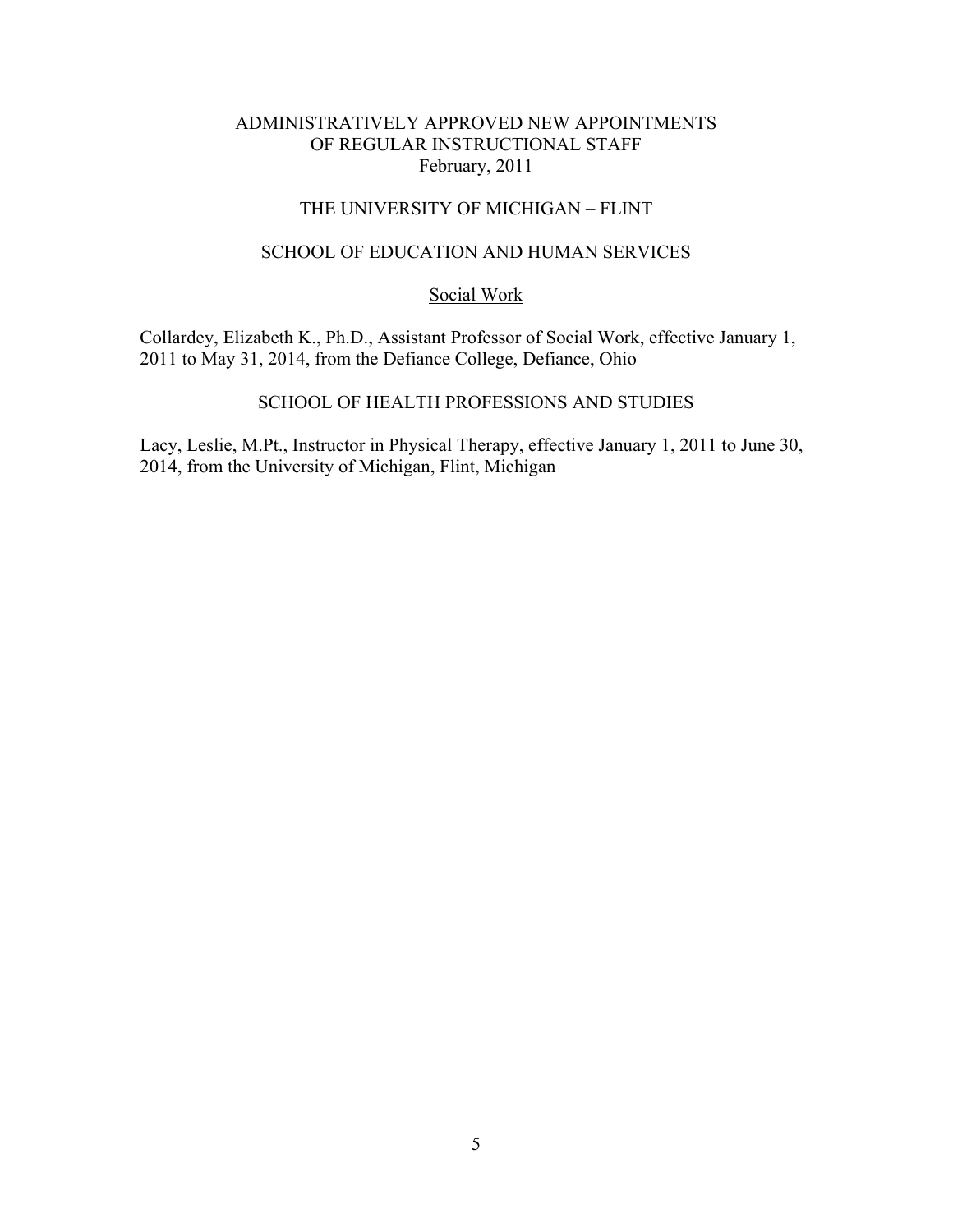# ADMINISTRATIVELY APPROVED NEW APPOINTMENTS OF REGULAR INSTRUCTIONAL STAFF

February, 2011

## THE UNIVERSITY OF MICHIGAN – FLINT

### SCHOOL OF EDUCATION AND HUMAN SERVICES

#### Social Work

Collardey, Elizabeth K., Ph.D., Assistant Professor of Social Work, effective January 1, 2011 to May 31, 2014, from the Defiance College, Defiance, Ohio

### SCHOOL OF HEALTH PROFESSIONS AND STUDIES

Lacy, Leslie, M.Pt., Instructor in Physical Therapy, effective January 1, 2011 to June 30, 2014, from the University of Michigan, Flint, Michigan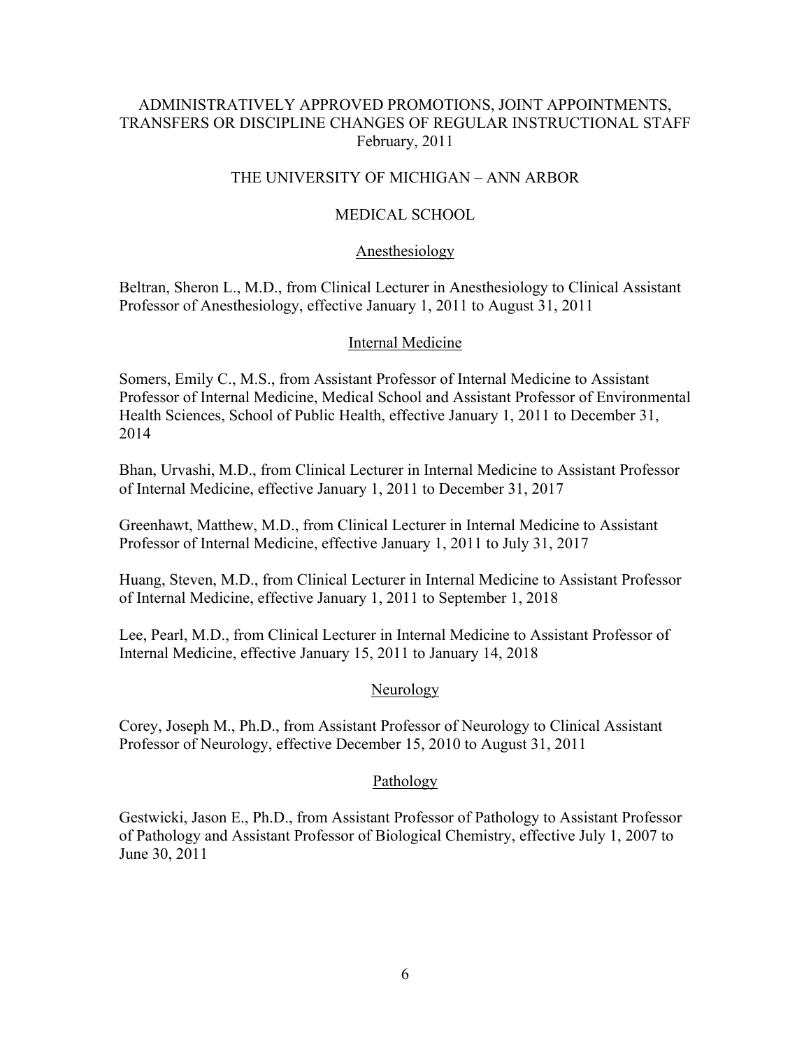# ADMINISTRATIVELY APPROVED PROMOTIONS, JOINT APPOINTMENTS, TRANSFERS OR DISCIPLINE CHANGES OF REGULAR INSTRUCTIONAL STAFF

February, 2011

## THE UNIVERSITY OF MICHIGAN – ANN ARBOR

## MEDICAL SCHOOL

### Anesthesiology

Beltran, Sheron L., M.D., from Clinical Lecturer in Anesthesiology to Clinical Assistant Professor of Anesthesiology, effective January 1, 2011 to August 31, 2011

### Internal Medicine

Somers, Emily C., M.S., from Assistant Professor of Internal Medicine to Assistant Professor of Internal Medicine, Medical School and Assistant Professor of Environmental Health Sciences, School of Public Health, effective January 1, 2011 to December 31, 2014

Bhan, Urvashi, M.D., from Clinical Lecturer in Internal Medicine to Assistant Professor of Internal Medicine, effective January 1, 2011 to December 31, 2017

Greenhawt, Matthew, M.D., from Clinical Lecturer in Internal Medicine to Assistant Professor of Internal Medicine, effective January 1, 2011 to July 31, 2017

Huang, Steven, M.D., from Clinical Lecturer in Internal Medicine to Assistant Professor of Internal Medicine, effective January 1, 2011 to September 1, 2018

Lee, Pearl, M.D., from Clinical Lecturer in Internal Medicine to Assistant Professor of Internal Medicine, effective January 15, 2011 to January 14, 2018

### Neurology

Corey, Joseph M., Ph.D., from Assistant Professor of Neurology to Clinical Assistant Professor of Neurology, effective December 15, 2010 to August 31, 2011

### Pathology

Gestwicki, Jason E., Ph.D., from Assistant Professor of Pathology to Assistant Professor of Pathology and Assistant Professor of Biological Chemistry, effective July 1, 2007 to June 30, 2011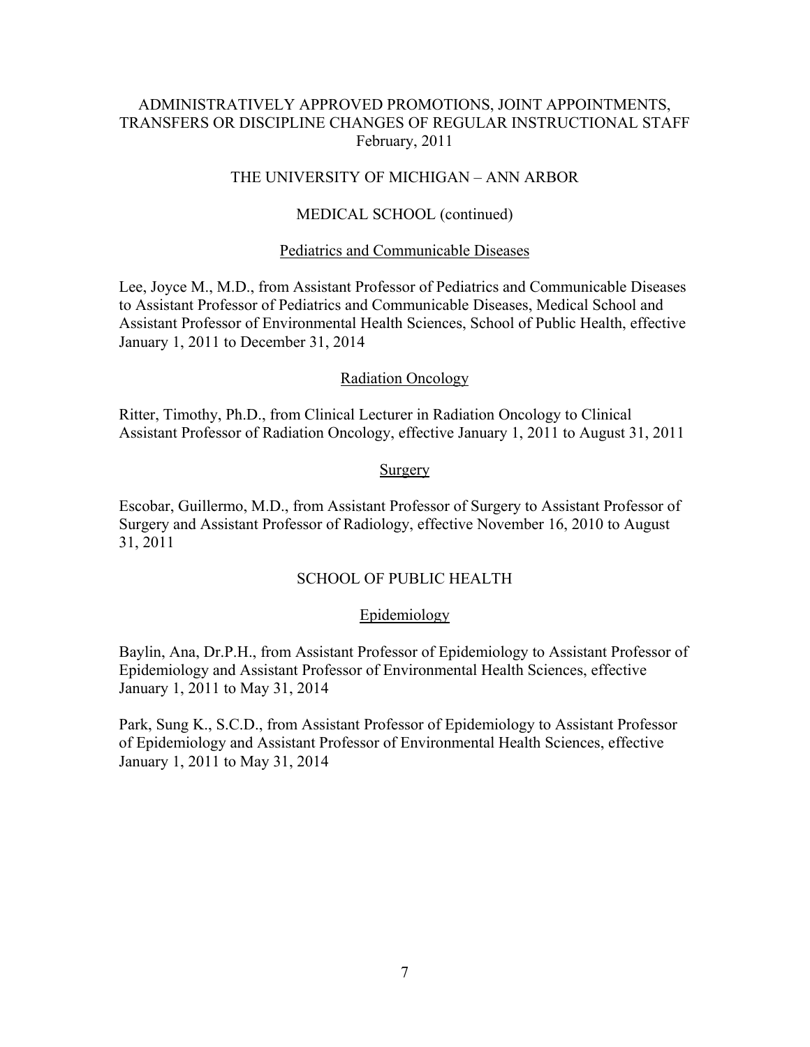# ADMINISTRATIVELY APPROVED PROMOTIONS, JOINT APPOINTMENTS, TRANSFERS OR DISCIPLINE CHANGES OF REGULAR INSTRUCTIONAL STAFF

February, 2011

## THE UNIVERSITY OF MICHIGAN – ANN ARBOR

### MEDICAL SCHOOL (continued)

#### Pediatrics and Communicable Diseases

Lee, Joyce M., M.D., from Assistant Professor of Pediatrics and Communicable Diseases to Assistant Professor of Pediatrics and Communicable Diseases, Medical School and Assistant Professor of Environmental Health Sciences, School of Public Health, effective January 1, 2011 to December 31, 2014

#### Radiation Oncology

Ritter, Timothy, Ph.D., from Clinical Lecturer in Radiation Oncology to Clinical Assistant Professor of Radiation Oncology, effective January 1, 2011 to August 31, 2011

#### Surgery

Escobar, Guillermo, M.D., from Assistant Professor of Surgery to Assistant Professor of Surgery and Assistant Professor of Radiology, effective November 16, 2010 to August 31, 2011

### SCHOOL OF PUBLIC HEALTH

#### Epidemiology

Baylin, Ana, Dr.P.H., from Assistant Professor of Epidemiology to Assistant Professor of Epidemiology and Assistant Professor of Environmental Health Sciences, effective January 1, 2011 to May 31, 2014

Park, Sung K., S.C.D., from Assistant Professor of Epidemiology to Assistant Professor of Epidemiology and Assistant Professor of Environmental Health Sciences, effective January 1, 2011 to May 31, 2014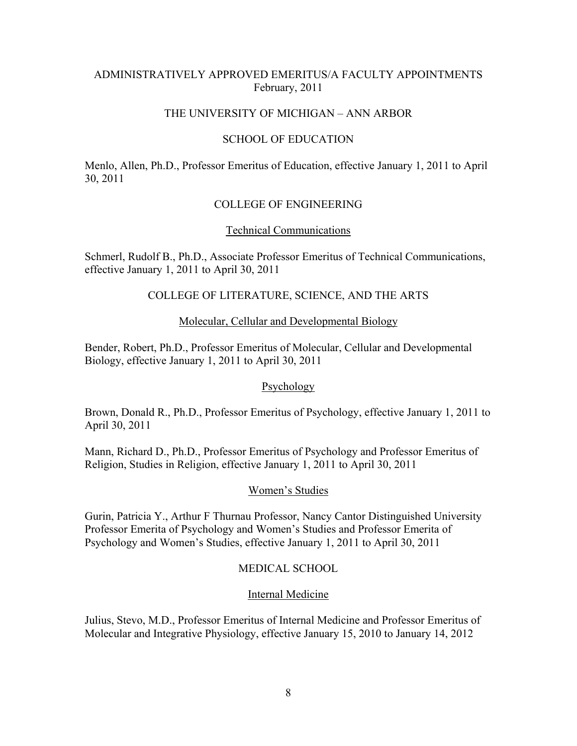ADMINISTRATIVELY APPROVED EMERITUS/A FACULTY APPOINTMENTS
February, 2011

THE UNIVERSITY OF MICHIGAN – ANN ARBOR

SCHOOL OF EDUCATION

Menlo, Allen, Ph.D., Professor Emeritus of Education, effective January 1, 2011 to April 30, 2011

COLLEGE OF ENGINEERING

Technical Communications

Schmerl, Rudolf B., Ph.D., Associate Professor Emeritus of Technical Communications, effective January 1, 2011 to April 30, 2011

COLLEGE OF LITERATURE, SCIENCE, AND THE ARTS

Molecular, Cellular and Developmental Biology

Bender, Robert, Ph.D., Professor Emeritus of Molecular, Cellular and Developmental Biology, effective January 1, 2011 to April 30, 2011

Psychology

Brown, Donald R., Ph.D., Professor Emeritus of Psychology, effective January 1, 2011 to April 30, 2011

Mann, Richard D., Ph.D., Professor Emeritus of Psychology and Professor Emeritus of Religion, Studies in Religion, effective January 1, 2011 to April 30, 2011

Women's Studies

Gurin, Patricia Y., Arthur F Thurnau Professor, Nancy Cantor Distinguished University Professor Emerita of Psychology and Women's Studies and Professor Emerita of Psychology and Women's Studies, effective January 1, 2011 to April 30, 2011

MEDICAL SCHOOL

Internal Medicine

Julius, Stevo, M.D., Professor Emeritus of Internal Medicine and Professor Emeritus of Molecular and Integrative Physiology, effective January 15, 2010 to January 14, 2012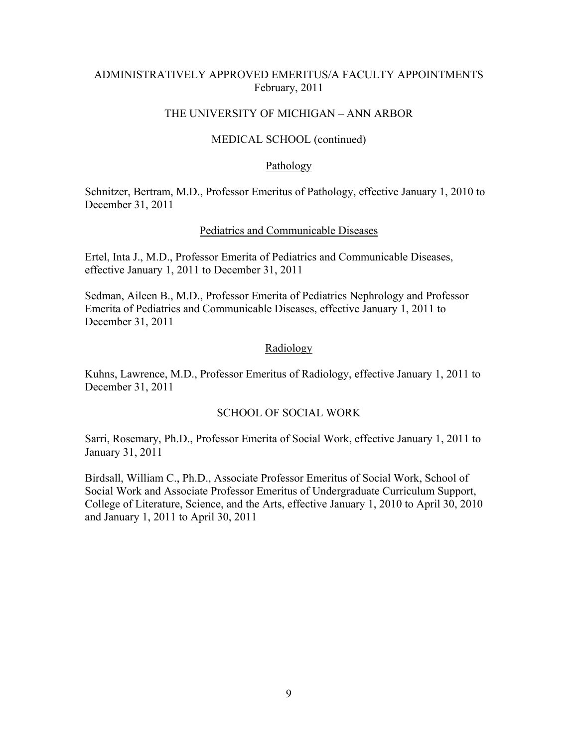# ADMINISTRATIVELY APPROVED EMERITUS/A FACULTY APPOINTMENTS
February, 2011

## THE UNIVERSITY OF MICHIGAN – ANN ARBOR

### MEDICAL SCHOOL (continued)

#### Pathology

Schnitzer, Bertram, M.D., Professor Emeritus of Pathology, effective January 1, 2010 to December 31, 2011

#### Pediatrics and Communicable Diseases

Ertel, Inta J., M.D., Professor Emerita of Pediatrics and Communicable Diseases, effective January 1, 2011 to December 31, 2011

Sedman, Aileen B., M.D., Professor Emerita of Pediatrics Nephrology and Professor Emerita of Pediatrics and Communicable Diseases, effective January 1, 2011 to December 31, 2011

#### Radiology

Kuhns, Lawrence, M.D., Professor Emeritus of Radiology, effective January 1, 2011 to December 31, 2011

### SCHOOL OF SOCIAL WORK

Sarri, Rosemary, Ph.D., Professor Emerita of Social Work, effective January 1, 2011 to January 31, 2011

Birdsall, William C., Ph.D., Associate Professor Emeritus of Social Work, School of Social Work and Associate Professor Emeritus of Undergraduate Curriculum Support, College of Literature, Science, and the Arts, effective January 1, 2010 to April 30, 2010 and January 1, 2011 to April 30, 2011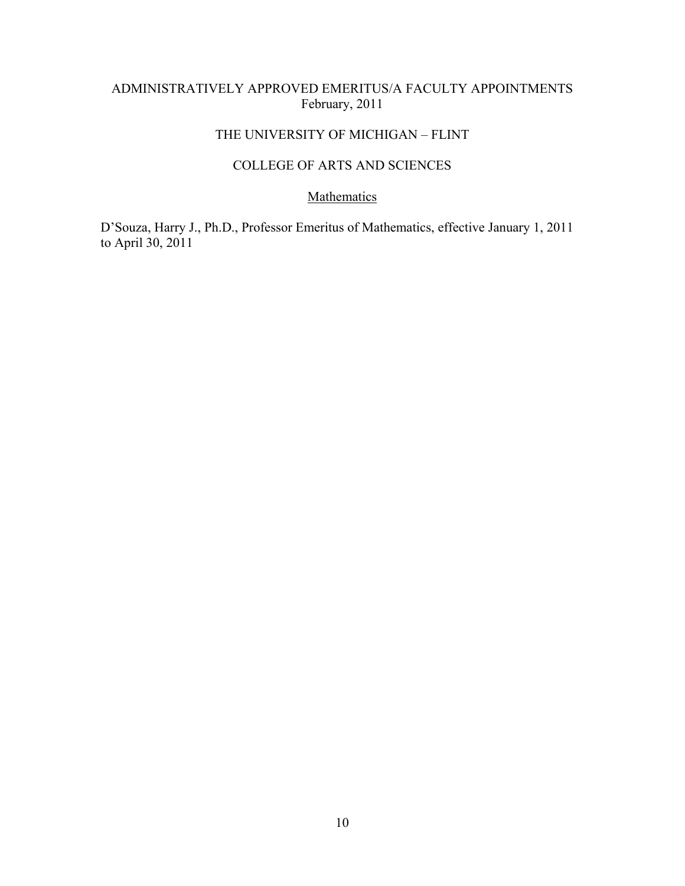# ADMINISTRATIVELY APPROVED EMERITUS/A FACULTY APPOINTMENTS
February, 2011

## THE UNIVERSITY OF MICHIGAN – FLINT

### COLLEGE OF ARTS AND SCIENCES

#### Mathematics

D'Souza, Harry J., Ph.D., Professor Emeritus of Mathematics, effective January 1, 2011 to April 30, 2011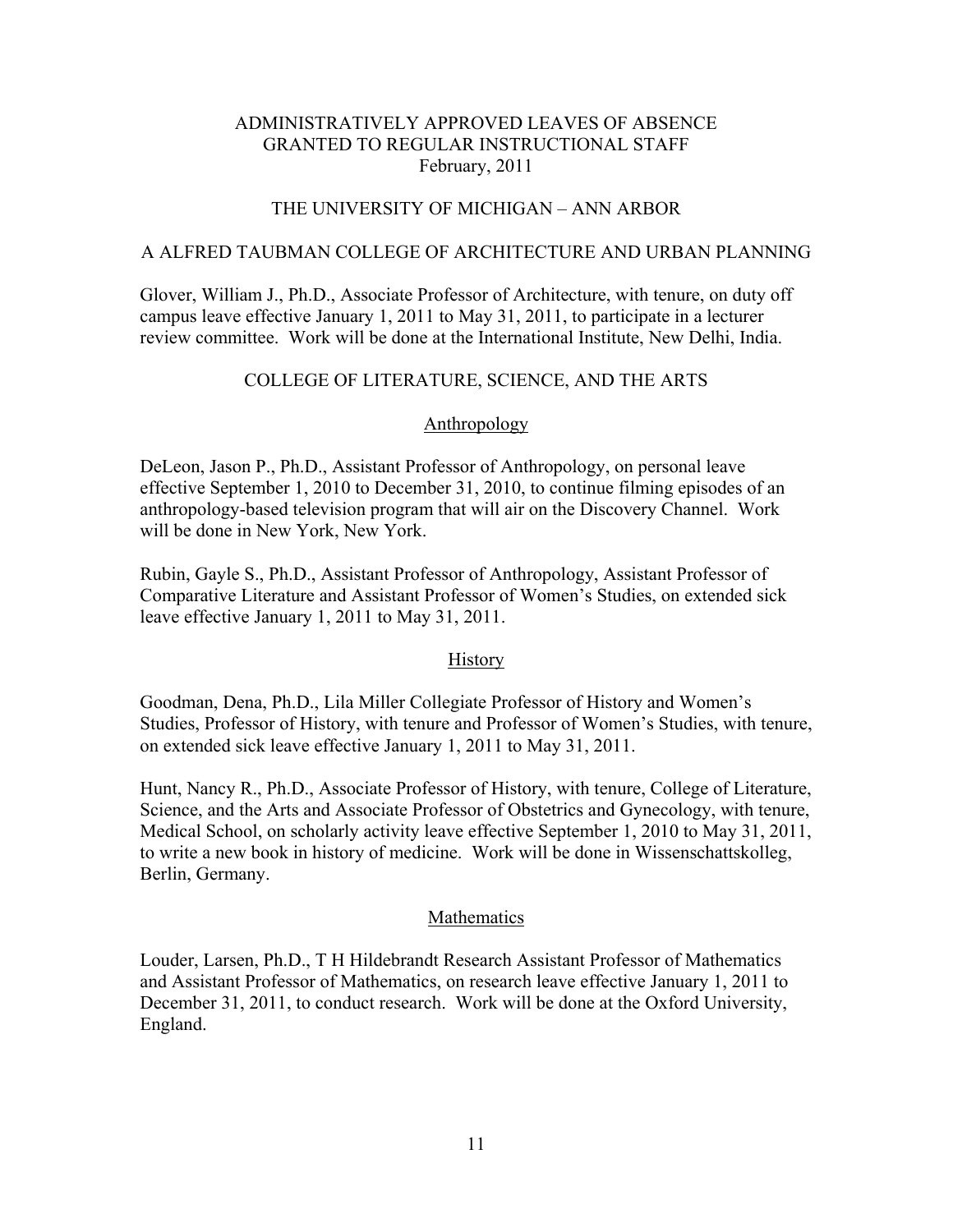ADMINISTRATIVELY APPROVED LEAVES OF ABSENCE
GRANTED TO REGULAR INSTRUCTIONAL STAFF
February, 2011

THE UNIVERSITY OF MICHIGAN – ANN ARBOR

## A ALFRED TAUBMAN COLLEGE OF ARCHITECTURE AND URBAN PLANNING

Glover, William J., Ph.D., Associate Professor of Architecture, with tenure, on duty off campus leave effective January 1, 2011 to May 31, 2011, to participate in a lecturer review committee. Work will be done at the International Institute, New Delhi, India.

## COLLEGE OF LITERATURE, SCIENCE, AND THE ARTS

### Anthropology

DeLeon, Jason P., Ph.D., Assistant Professor of Anthropology, on personal leave effective September 1, 2010 to December 31, 2010, to continue filming episodes of an anthropology-based television program that will air on the Discovery Channel. Work will be done in New York, New York.

Rubin, Gayle S., Ph.D., Assistant Professor of Anthropology, Assistant Professor of Comparative Literature and Assistant Professor of Women's Studies, on extended sick leave effective January 1, 2011 to May 31, 2011.

### History

Goodman, Dena, Ph.D., Lila Miller Collegiate Professor of History and Women's Studies, Professor of History, with tenure and Professor of Women's Studies, with tenure, on extended sick leave effective January 1, 2011 to May 31, 2011.

Hunt, Nancy R., Ph.D., Associate Professor of History, with tenure, College of Literature, Science, and the Arts and Associate Professor of Obstetrics and Gynecology, with tenure, Medical School, on scholarly activity leave effective September 1, 2010 to May 31, 2011, to write a new book in history of medicine. Work will be done in Wissenschattskolleg, Berlin, Germany.

### Mathematics

Louder, Larsen, Ph.D., T H Hildebrandt Research Assistant Professor of Mathematics and Assistant Professor of Mathematics, on research leave effective January 1, 2011 to December 31, 2011, to conduct research. Work will be done at the Oxford University, England.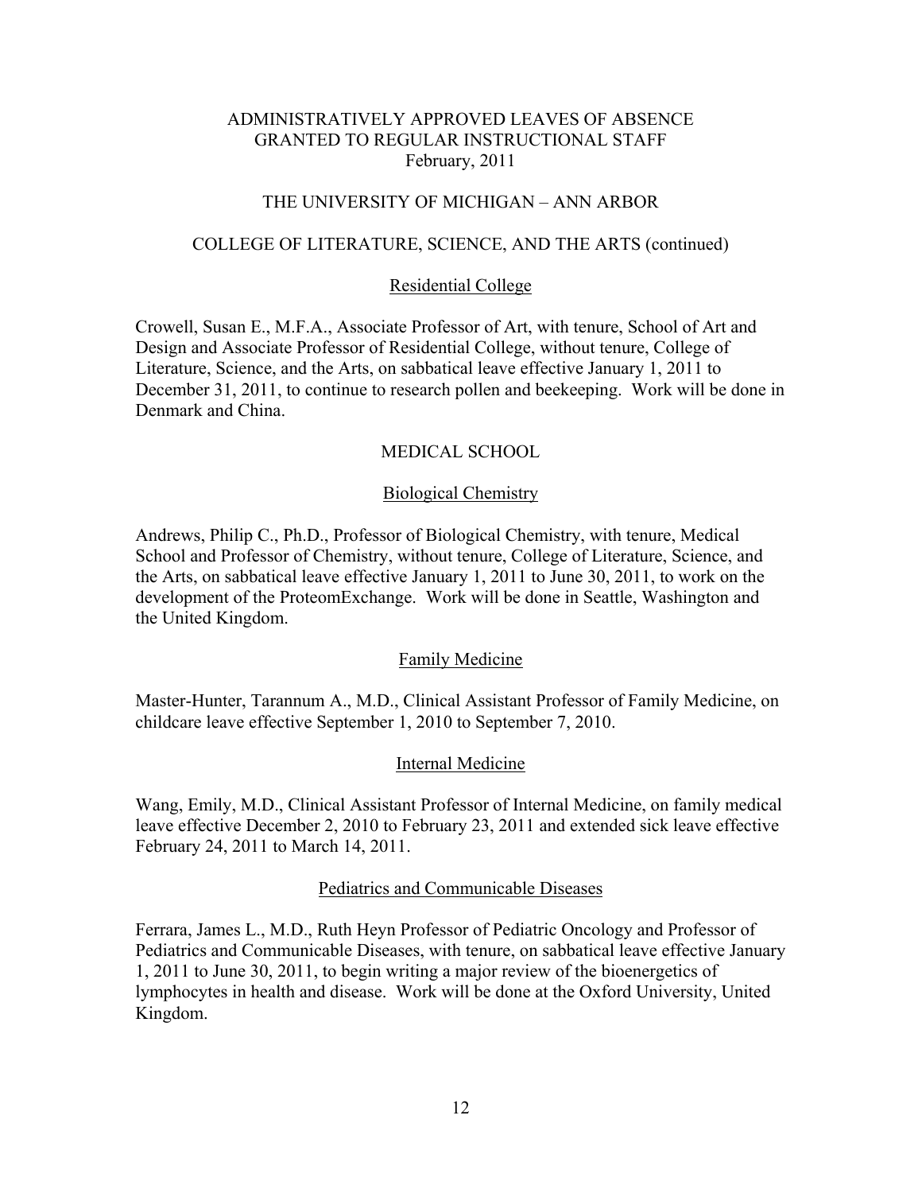# ADMINISTRATIVELY APPROVED LEAVES OF ABSENCE GRANTED TO REGULAR INSTRUCTIONAL STAFF
February, 2011

## THE UNIVERSITY OF MICHIGAN – ANN ARBOR

### COLLEGE OF LITERATURE, SCIENCE, AND THE ARTS (continued)

#### Residential College

Crowell, Susan E., M.F.A., Associate Professor of Art, with tenure, School of Art and Design and Associate Professor of Residential College, without tenure, College of Literature, Science, and the Arts, on sabbatical leave effective January 1, 2011 to December 31, 2011, to continue to research pollen and beekeeping. Work will be done in Denmark and China.

### MEDICAL SCHOOL

#### Biological Chemistry

Andrews, Philip C., Ph.D., Professor of Biological Chemistry, with tenure, Medical School and Professor of Chemistry, without tenure, College of Literature, Science, and the Arts, on sabbatical leave effective January 1, 2011 to June 30, 2011, to work on the development of the ProteomExchange. Work will be done in Seattle, Washington and the United Kingdom.

#### Family Medicine

Master-Hunter, Tarannum A., M.D., Clinical Assistant Professor of Family Medicine, on childcare leave effective September 1, 2010 to September 7, 2010.

#### Internal Medicine

Wang, Emily, M.D., Clinical Assistant Professor of Internal Medicine, on family medical leave effective December 2, 2010 to February 23, 2011 and extended sick leave effective February 24, 2011 to March 14, 2011.

#### Pediatrics and Communicable Diseases

Ferrara, James L., M.D., Ruth Heyn Professor of Pediatric Oncology and Professor of Pediatrics and Communicable Diseases, with tenure, on sabbatical leave effective January 1, 2011 to June 30, 2011, to begin writing a major review of the bioenergetics of lymphocytes in health and disease. Work will be done at the Oxford University, United Kingdom.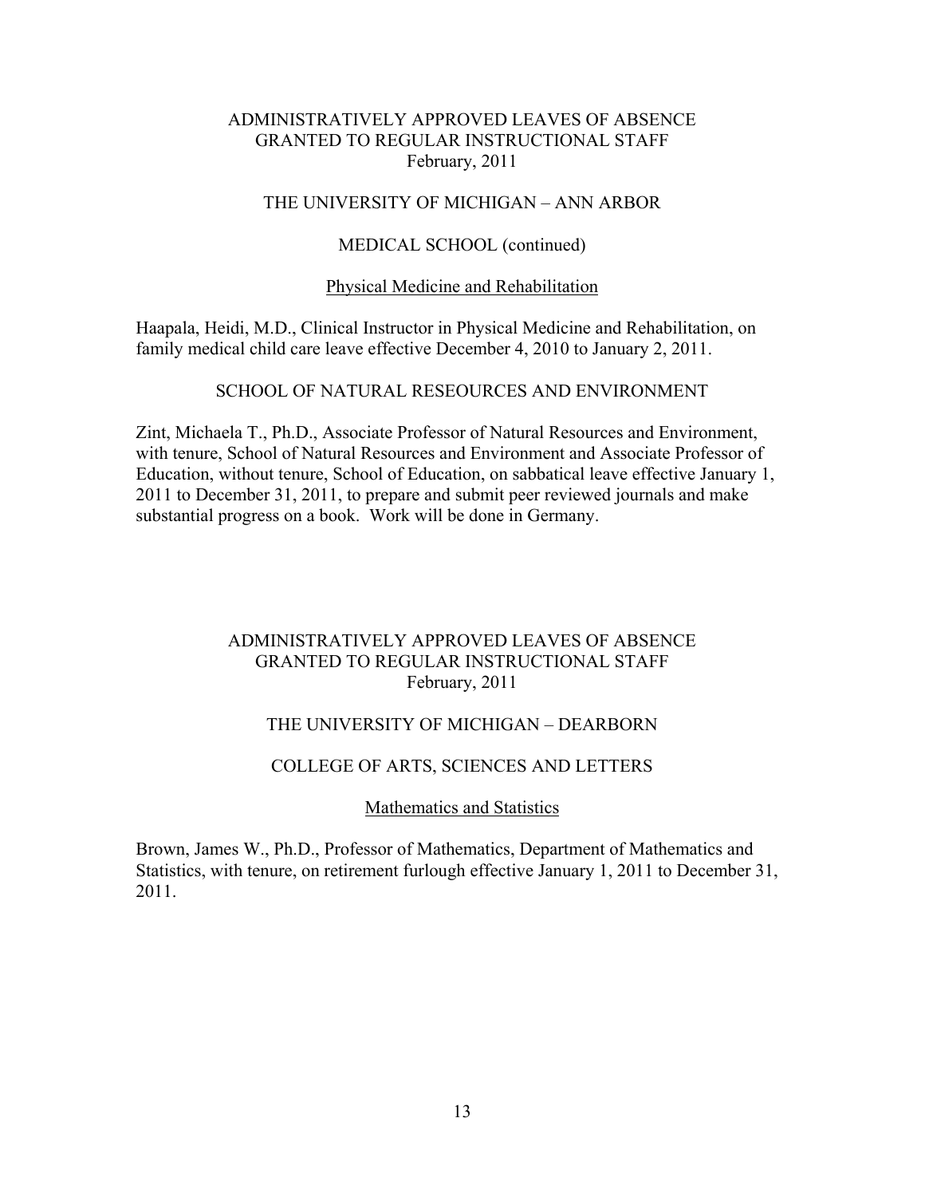ADMINISTRATIVELY APPROVED LEAVES OF ABSENCE
GRANTED TO REGULAR INSTRUCTIONAL STAFF
February, 2011

THE UNIVERSITY OF MICHIGAN – ANN ARBOR

MEDICAL SCHOOL (continued)

Physical Medicine and Rehabilitation

Haapala, Heidi, M.D., Clinical Instructor in Physical Medicine and Rehabilitation, on family medical child care leave effective December 4, 2010 to January 2, 2011.

SCHOOL OF NATURAL RESEOURCES AND ENVIRONMENT

Zint, Michaela T., Ph.D., Associate Professor of Natural Resources and Environment, with tenure, School of Natural Resources and Environment and Associate Professor of Education, without tenure, School of Education, on sabbatical leave effective January 1, 2011 to December 31, 2011, to prepare and submit peer reviewed journals and make substantial progress on a book. Work will be done in Germany.

ADMINISTRATIVELY APPROVED LEAVES OF ABSENCE
GRANTED TO REGULAR INSTRUCTIONAL STAFF
February, 2011

THE UNIVERSITY OF MICHIGAN – DEARBORN

COLLEGE OF ARTS, SCIENCES AND LETTERS

Mathematics and Statistics

Brown, James W., Ph.D., Professor of Mathematics, Department of Mathematics and Statistics, with tenure, on retirement furlough effective January 1, 2011 to December 31, 2011.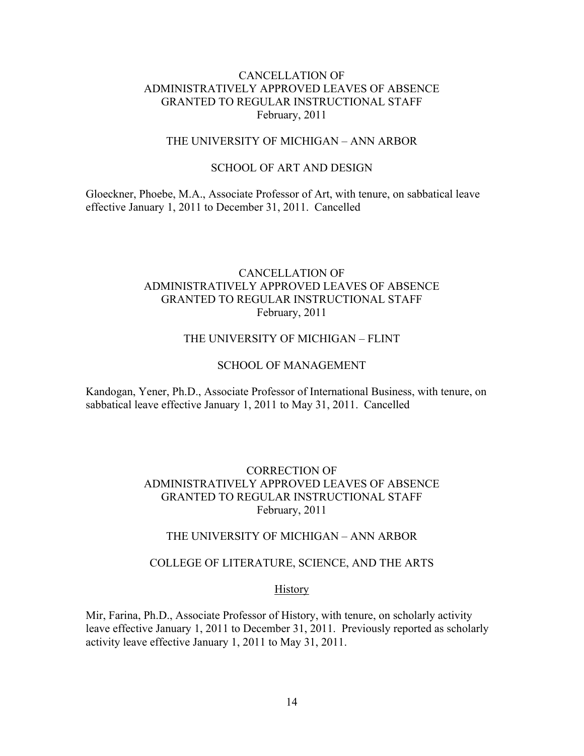## CANCELLATION OF ADMINISTRATIVELY APPROVED LEAVES OF ABSENCE GRANTED TO REGULAR INSTRUCTIONAL STAFF February, 2011

### THE UNIVERSITY OF MICHIGAN – ANN ARBOR

### SCHOOL OF ART AND DESIGN

Gloeckner, Phoebe, M.A., Associate Professor of Art, with tenure, on sabbatical leave effective January 1, 2011 to December 31, 2011. Cancelled

## CANCELLATION OF ADMINISTRATIVELY APPROVED LEAVES OF ABSENCE GRANTED TO REGULAR INSTRUCTIONAL STAFF February, 2011

### THE UNIVERSITY OF MICHIGAN – FLINT

### SCHOOL OF MANAGEMENT

Kandogan, Yener, Ph.D., Associate Professor of International Business, with tenure, on sabbatical leave effective January 1, 2011 to May 31, 2011. Cancelled

## CORRECTION OF ADMINISTRATIVELY APPROVED LEAVES OF ABSENCE GRANTED TO REGULAR INSTRUCTIONAL STAFF February, 2011

### THE UNIVERSITY OF MICHIGAN – ANN ARBOR

### COLLEGE OF LITERATURE, SCIENCE, AND THE ARTS

#### History

Mir, Farina, Ph.D., Associate Professor of History, with tenure, on scholarly activity leave effective January 1, 2011 to December 31, 2011. Previously reported as scholarly activity leave effective January 1, 2011 to May 31, 2011.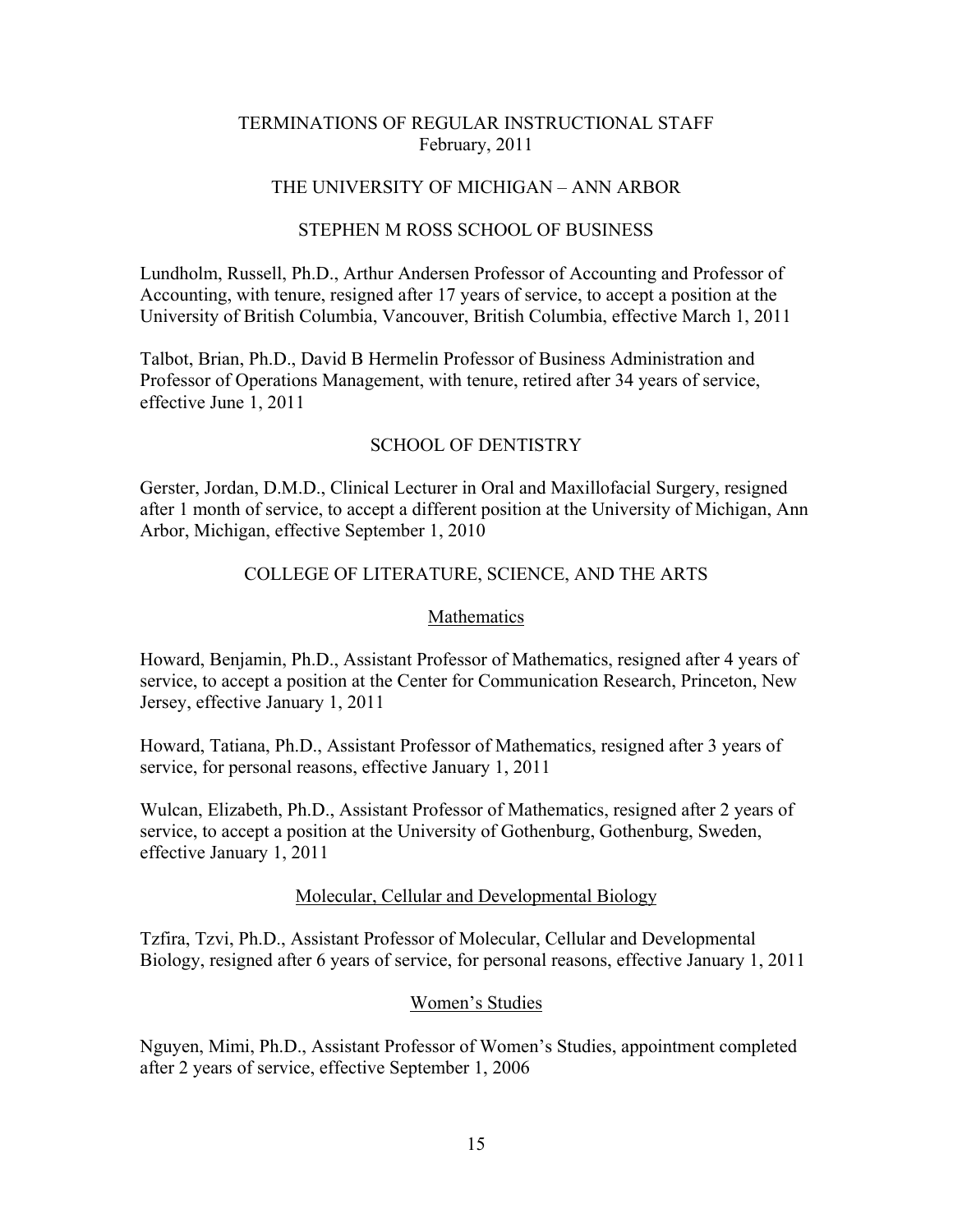# TERMINATIONS OF REGULAR INSTRUCTIONAL STAFF

February, 2011

## THE UNIVERSITY OF MICHIGAN – ANN ARBOR

### STEPHEN M ROSS SCHOOL OF BUSINESS

Lundholm, Russell, Ph.D., Arthur Andersen Professor of Accounting and Professor of Accounting, with tenure, resigned after 17 years of service, to accept a position at the University of British Columbia, Vancouver, British Columbia, effective March 1, 2011

Talbot, Brian, Ph.D., David B Hermelin Professor of Business Administration and Professor of Operations Management, with tenure, retired after 34 years of service, effective June 1, 2011

### SCHOOL OF DENTISTRY

Gerster, Jordan, D.M.D., Clinical Lecturer in Oral and Maxillofacial Surgery, resigned after 1 month of service, to accept a different position at the University of Michigan, Ann Arbor, Michigan, effective September 1, 2010

### COLLEGE OF LITERATURE, SCIENCE, AND THE ARTS

#### Mathematics

Howard, Benjamin, Ph.D., Assistant Professor of Mathematics, resigned after 4 years of service, to accept a position at the Center for Communication Research, Princeton, New Jersey, effective January 1, 2011

Howard, Tatiana, Ph.D., Assistant Professor of Mathematics, resigned after 3 years of service, for personal reasons, effective January 1, 2011

Wulcan, Elizabeth, Ph.D., Assistant Professor of Mathematics, resigned after 2 years of service, to accept a position at the University of Gothenburg, Gothenburg, Sweden, effective January 1, 2011

#### Molecular, Cellular and Developmental Biology

Tzfira, Tzvi, Ph.D., Assistant Professor of Molecular, Cellular and Developmental Biology, resigned after 6 years of service, for personal reasons, effective January 1, 2011

#### Women's Studies

Nguyen, Mimi, Ph.D., Assistant Professor of Women's Studies, appointment completed after 2 years of service, effective September 1, 2006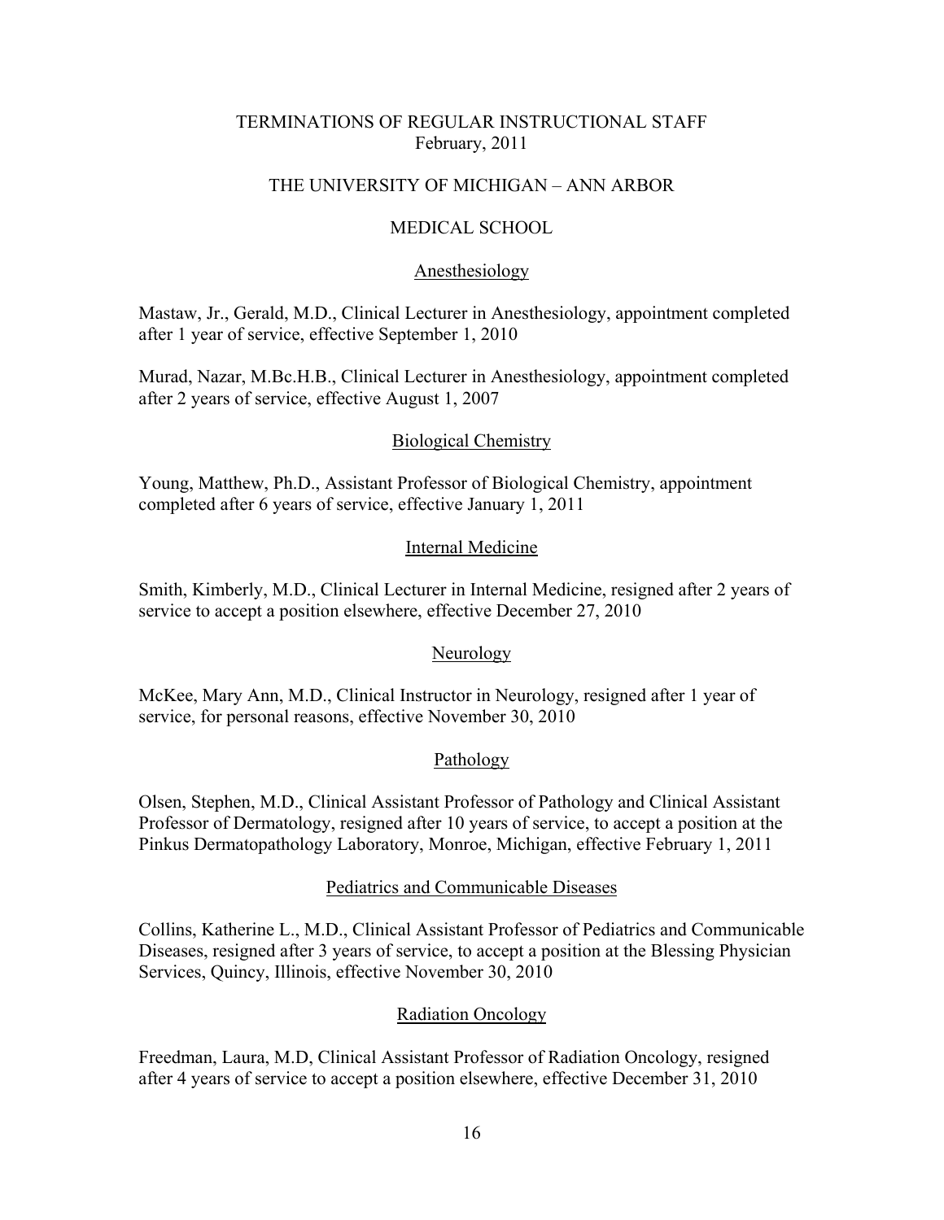# TERMINATIONS OF REGULAR INSTRUCTIONAL STAFF
February, 2011

## THE UNIVERSITY OF MICHIGAN – ANN ARBOR

## MEDICAL SCHOOL

### Anesthesiology

Mastaw, Jr., Gerald, M.D., Clinical Lecturer in Anesthesiology, appointment completed after 1 year of service, effective September 1, 2010

Murad, Nazar, M.Bc.H.B., Clinical Lecturer in Anesthesiology, appointment completed after 2 years of service, effective August 1, 2007

### Biological Chemistry

Young, Matthew, Ph.D., Assistant Professor of Biological Chemistry, appointment completed after 6 years of service, effective January 1, 2011

### Internal Medicine

Smith, Kimberly, M.D., Clinical Lecturer in Internal Medicine, resigned after 2 years of service to accept a position elsewhere, effective December 27, 2010

### Neurology

McKee, Mary Ann, M.D., Clinical Instructor in Neurology, resigned after 1 year of service, for personal reasons, effective November 30, 2010

### Pathology

Olsen, Stephen, M.D., Clinical Assistant Professor of Pathology and Clinical Assistant Professor of Dermatology, resigned after 10 years of service, to accept a position at the Pinkus Dermatopathology Laboratory, Monroe, Michigan, effective February 1, 2011

### Pediatrics and Communicable Diseases

Collins, Katherine L., M.D., Clinical Assistant Professor of Pediatrics and Communicable Diseases, resigned after 3 years of service, to accept a position at the Blessing Physician Services, Quincy, Illinois, effective November 30, 2010

### Radiation Oncology

Freedman, Laura, M.D, Clinical Assistant Professor of Radiation Oncology, resigned after 4 years of service to accept a position elsewhere, effective December 31, 2010